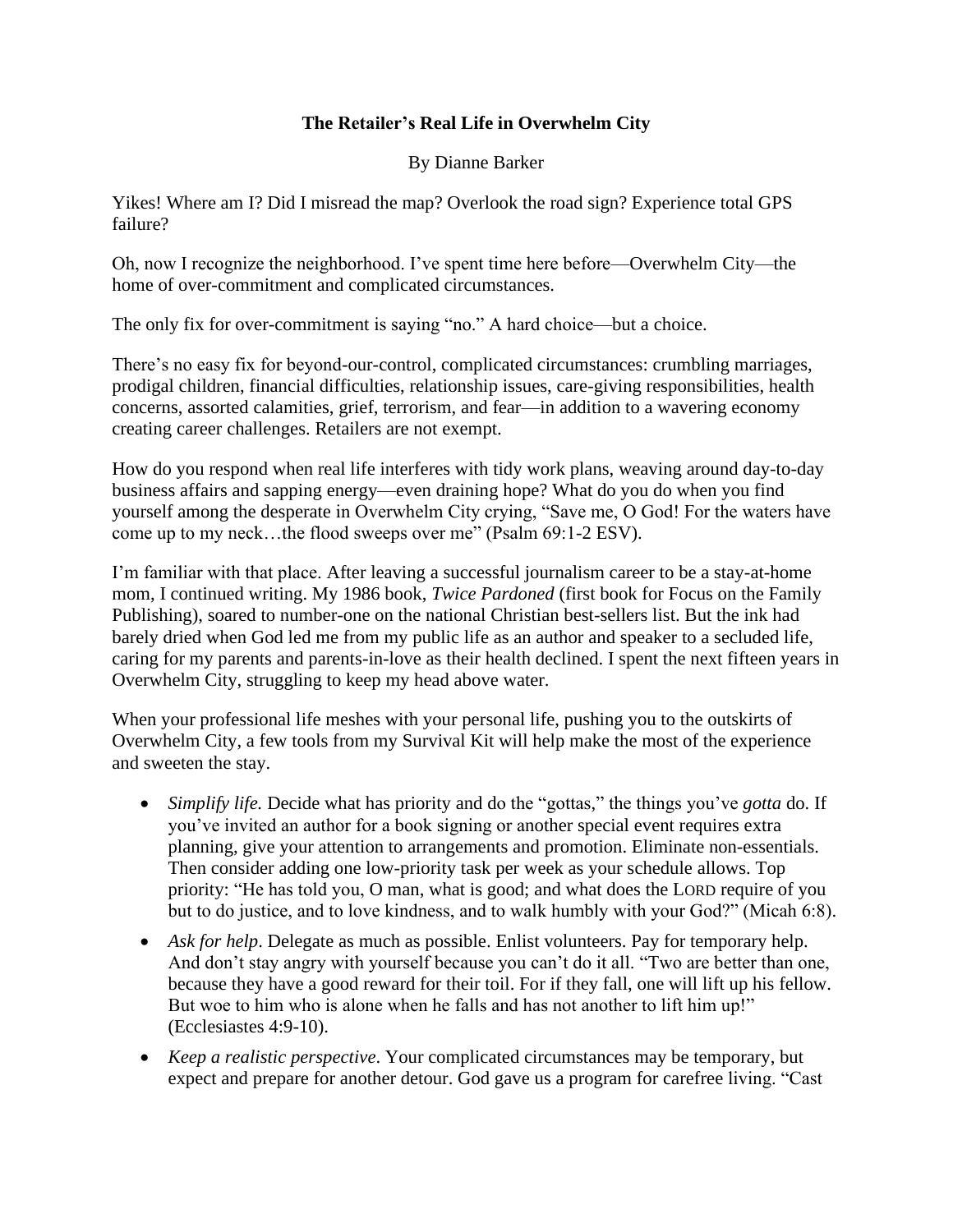**The Retailer's Real Life in Overwhelm City**

By Dianne Barker

Yikes! Where am I? Did I misread the map? Overlook the road sign? Experience total GPS failure?

Oh, now I recognize the neighborhood. I've spent time here before—Overwhelm City—the home of over-commitment and complicated circumstances.

The only fix for over-commitment is saying "no." A hard choice—but a choice.

There's no easy fix for beyond-our-control, complicated circumstances: crumbling marriages, prodigal children, financial difficulties, relationship issues, care-giving responsibilities, health concerns, assorted calamities, grief, terrorism, and fear—in addition to a wavering economy creating career challenges. Retailers are not exempt.

How do you respond when real life interferes with tidy work plans, weaving around day-to-day business affairs and sapping energy—even draining hope? What do you do when you find yourself among the desperate in Overwhelm City crying, "Save me, O God! For the waters have come up to my neck…the flood sweeps over me" (Psalm 69:1-2 ESV).

I'm familiar with that place. After leaving a successful journalism career to be a stay-at-home mom, I continued writing. My 1986 book, *Twice Pardoned* (first book for Focus on the Family Publishing), soared to number-one on the national Christian best-sellers list. But the ink had barely dried when God led me from my public life as an author and speaker to a secluded life, caring for my parents and parents-in-love as their health declined. I spent the next fifteen years in Overwhelm City, struggling to keep my head above water.

When your professional life meshes with your personal life, pushing you to the outskirts of Overwhelm City, a few tools from my Survival Kit will help make the most of the experience and sweeten the stay.

- *Simplify life.* Decide what has priority and do the "gottas," the things you've *gotta* do. If you've invited an author for a book signing or another special event requires extra planning, give your attention to arrangements and promotion. Eliminate non-essentials. Then consider adding one low-priority task per week as your schedule allows. Top priority: "He has told you, O man, what is good; and what does the LORD require of you but to do justice, and to love kindness, and to walk humbly with your God?" (Micah 6:8).
- *Ask for help*. Delegate as much as possible. Enlist volunteers. Pay for temporary help. And don't stay angry with yourself because you can't do it all. "Two are better than one, because they have a good reward for their toil. For if they fall, one will lift up his fellow. But woe to him who is alone when he falls and has not another to lift him up!" (Ecclesiastes 4:9-10).
- *Keep a realistic perspective*. Your complicated circumstances may be temporary, but expect and prepare for another detour. God gave us a program for carefree living. "Cast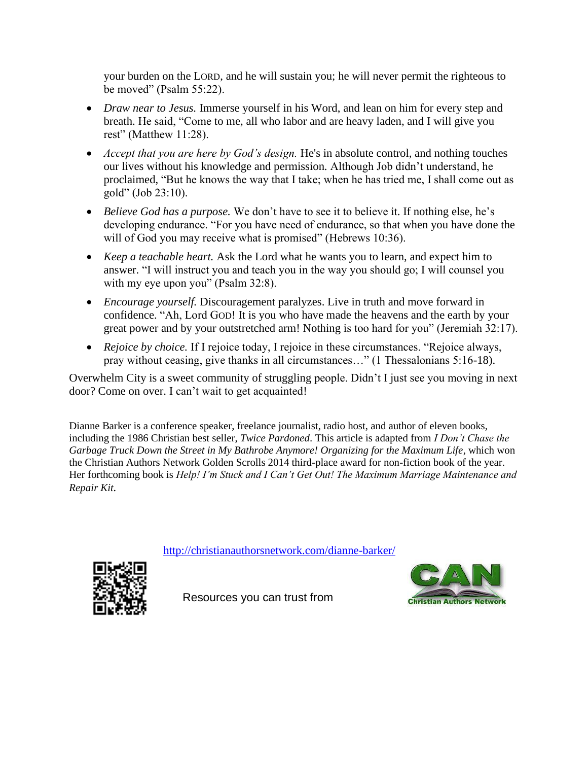your burden on the LORD, and he will sustain you; he will never permit the righteous to be moved" (Psalm 55:22).

- *Draw near to Jesus.* Immerse yourself in his Word, and lean on him for every step and breath. He said, "Come to me, all who labor and are heavy laden, and I will give you rest" (Matthew 11:28).
- *Accept that you are here by God's design.* He's in absolute control, and nothing touches our lives without his knowledge and permission. Although Job didn't understand, he proclaimed, "But he knows the way that I take; when he has tried me, I shall come out as gold" (Job 23:10).
- *Believe God has a purpose.* We don't have to see it to believe it. If nothing else, he's developing endurance. "For you have need of endurance, so that when you have done the will of God you may receive what is promised" (Hebrews 10:36).
- *Keep a teachable heart.* Ask the Lord what he wants you to learn, and expect him to answer. "I will instruct you and teach you in the way you should go; I will counsel you with my eye upon you" (Psalm 32:8).
- *Encourage yourself.* Discouragement paralyzes. Live in truth and move forward in confidence. "Ah, Lord GOD! It is you who have made the heavens and the earth by your great power and by your outstretched arm! Nothing is too hard for you" (Jeremiah 32:17).
- *Rejoice by choice.* If I rejoice today, I rejoice in these circumstances. "Rejoice always, pray without ceasing, give thanks in all circumstances…" (1 Thessalonians 5:16-18).

Overwhelm City is a sweet community of struggling people. Didn't I just see you moving in next door? Come on over. I can't wait to get acquainted!

Dianne Barker is a conference speaker, freelance journalist, radio host, and author of eleven books, including the 1986 Christian best seller, *Twice Pardoned*. This article is adapted from *I Don't Chase the Garbage Truck Down the Street in My Bathrobe Anymore! Organizing for the Maximum Life*, which won the Christian Authors Network Golden Scrolls 2014 third-place award for non-fiction book of the year. Her forthcoming book is *Help! I'm Stuck and I Can't Get Out! The Maximum Marriage Maintenance and Repair Kit.*

http://christianauthorsnetwork.com/dianne-barker/

Resources you can trust from

CAN
Christian Authors Network